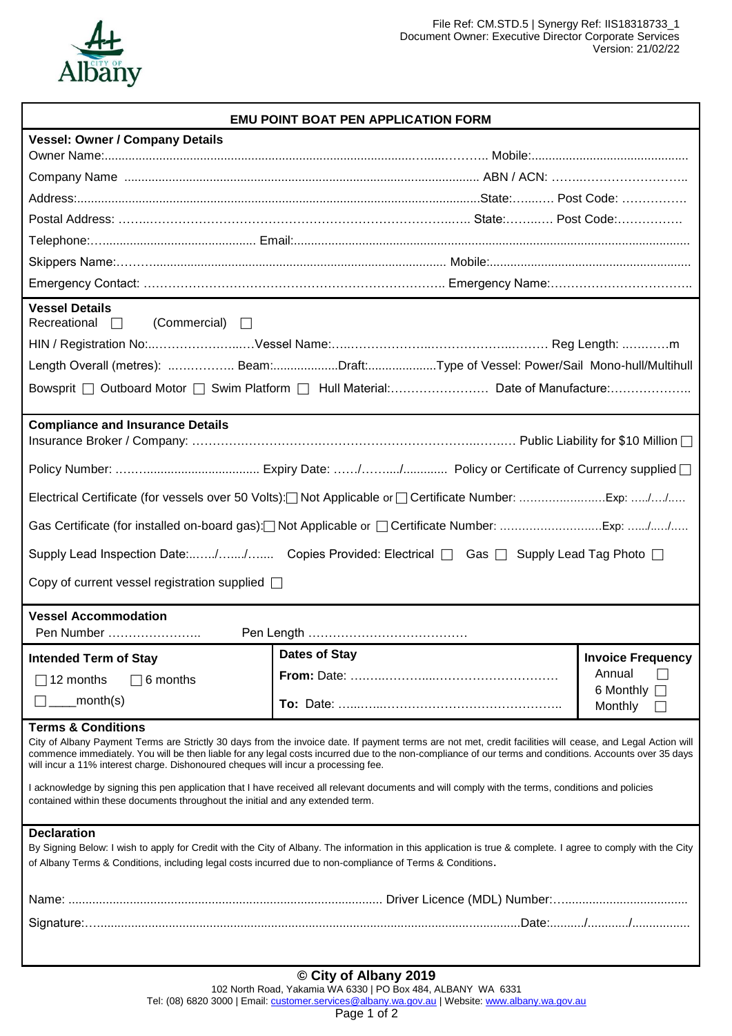File Ref: CM.STD.5 | Synergy Ref: IIS18318733_1
Document Owner: Executive Director Corporate Services
Version: 21/02/22

# EMU POINT BOAT PEN APPLICATION FORM

## Vessel: Owner / Company Details

Owner Name:.................................................................................................................. Mobile:.............................................

Company Name ...................................................................................................... ABN / ACN: ……..……………………..

Address:......................................................................................................................State:…...…. Post Code: …………….

Postal Address: ……..…………………………………………………………………..…. State:……..…. Post Code:…………….

Telephone:….......................................... Email:.................................................................................................................

Skippers Name:………..................................................................................... Mobile:..........................................................

Emergency Contact: ……………………………………………………………… Emergency Name:……………………….…..

## Vessel Details

Recreational ☐ (Commercial) ☐

HIN / Registration No:..………………..….Vessel Name:…..………………..……………..……… Reg Length: ...………m

Length Overall (metres): ..…………….. Beam:...................Draft:....................Type of Vessel: Power/Sail Mono-hull/Multihull

Bowsprit ☐ Outboard Motor ☐ Swim Platform ☐ Hull Material:…………………… Date of Manufacture:………………..

## Compliance and Insurance Details

Insurance Broker / Company: ……………………………………………………………..……. Public Liability for $10 Million ☐

Policy Number: ……….................................. Expiry Date: ……/……..../............ Policy or Certificate of Currency supplied ☐

Electrical Certificate (for vessels over 50 Volts):☐ Not Applicable or ☐ Certificate Number: …………..…..……Exp: …../…./….

Gas Certificate (for installed on-board gas):☐ Not Applicable or ☐ Certificate Number: ……………………..…Exp: ……/…../…..

Supply Lead Inspection Date:..…../….../….... Copies Provided: Electrical ☐ Gas ☐ Supply Lead Tag Photo ☐

Copy of current vessel registration supplied ☐

## Vessel Accommodation

Pen Number ………………….. Pen Length …………………………………

| Intended Term of Stay | Dates of Stay | Invoice Frequency |
|---|---|---|
| ☐ 12 months ☐ 6 months<br>☐ ____month(s) | **From:** Date: ……..………....……………………<br>**To:** Date: …..…...…………………………………….. | Annual ☐<br>6 Monthly ☐<br>Monthly ☐ |

## Terms & Conditions

City of Albany Payment Terms are Strictly 30 days from the invoice date. If payment terms are not met, credit facilities will cease, and Legal Action will commence immediately. You will be then liable for any legal costs incurred due to the non-compliance of our terms and conditions. Accounts over 35 days will incur a 11% interest charge. Dishonoured cheques will incur a processing fee.

I acknowledge by signing this pen application that I have received all relevant documents and will comply with the terms, conditions and policies contained within these documents throughout the initial and any extended term.

## Declaration

By Signing Below: I wish to apply for Credit with the City of Albany. The information in this application is true & complete. I agree to comply with the City of Albany Terms & Conditions, including legal costs incurred due to non-compliance of Terms & Conditions.

Name: .......................................................................................... Driver Licence (MDL) Number:…....................................

Signature:…..........................................................................................................................Date:........../.........../................

**© City of Albany 2019**

102 North Road, Yakamia WA 6330 | PO Box 484, ALBANY WA 6331
Tel: (08) 6820 3000 | Email: customer.services@albany.wa.gov.au | Website: www.albany.wa.gov.au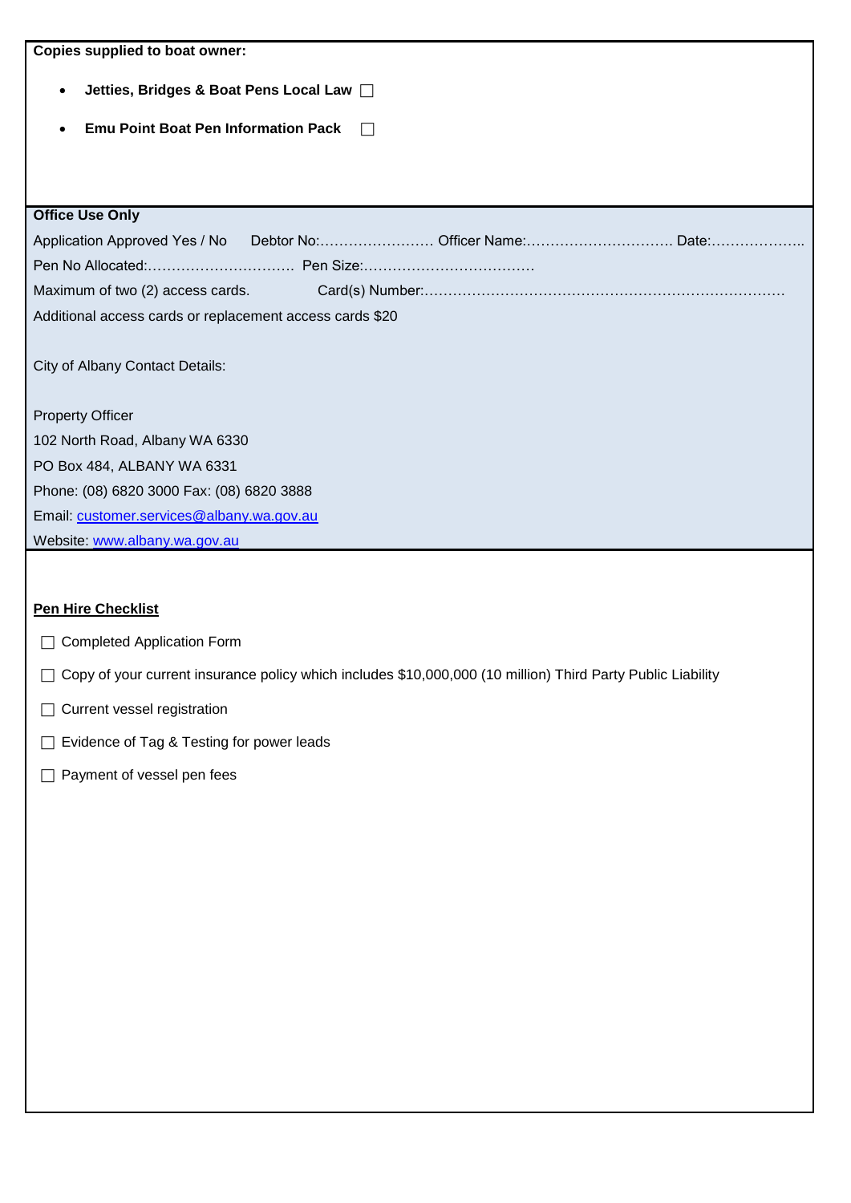**Copies supplied to boat owner:**

- **Jetties, Bridges & Boat Pens Local Law** ☐
- **Emu Point Boat Pen Information Pack** ☐

**Office Use Only**

Application Approved Yes / No Debtor No:…………………… Officer Name:…………………………. Date:………………..

Pen No Allocated:…………………………. Pen Size:………………………………

Maximum of two (2) access cards. Card(s) Number:………………………………………………………………….

Additional access cards or replacement access cards $20

City of Albany Contact Details:

Property Officer
102 North Road, Albany WA 6330
PO Box 484, ALBANY WA 6331
Phone: (08) 6820 3000 Fax: (08) 6820 3888
Email: customer.services@albany.wa.gov.au
Website: www.albany.wa.gov.au

**Pen Hire Checklist**

☐ Completed Application Form

☐ Copy of your current insurance policy which includes $10,000,000 (10 million) Third Party Public Liability

☐ Current vessel registration

☐ Evidence of Tag & Testing for power leads

☐ Payment of vessel pen fees